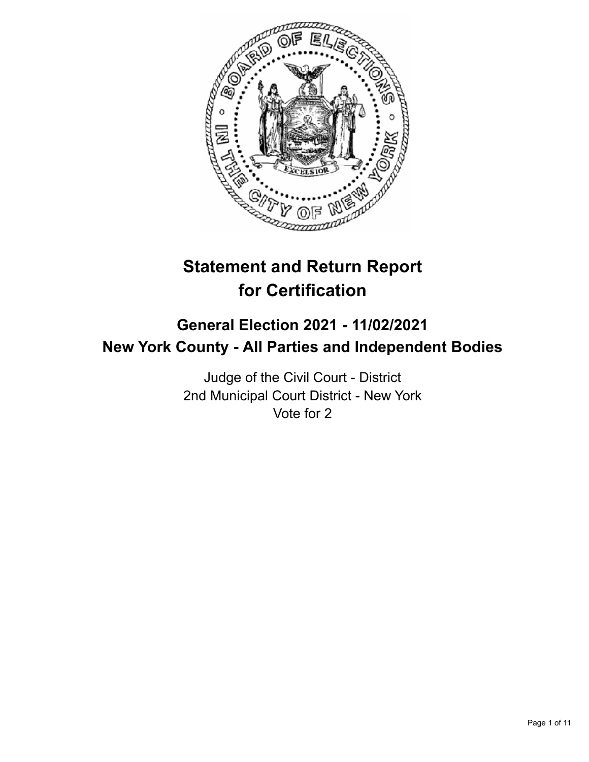# Statement and Return Report for Certification

## General Election 2021 - 11/02/2021
## New York County - All Parties and Independent Bodies

Judge of the Civil Court - District
2nd Municipal Court District - New York
Vote for 2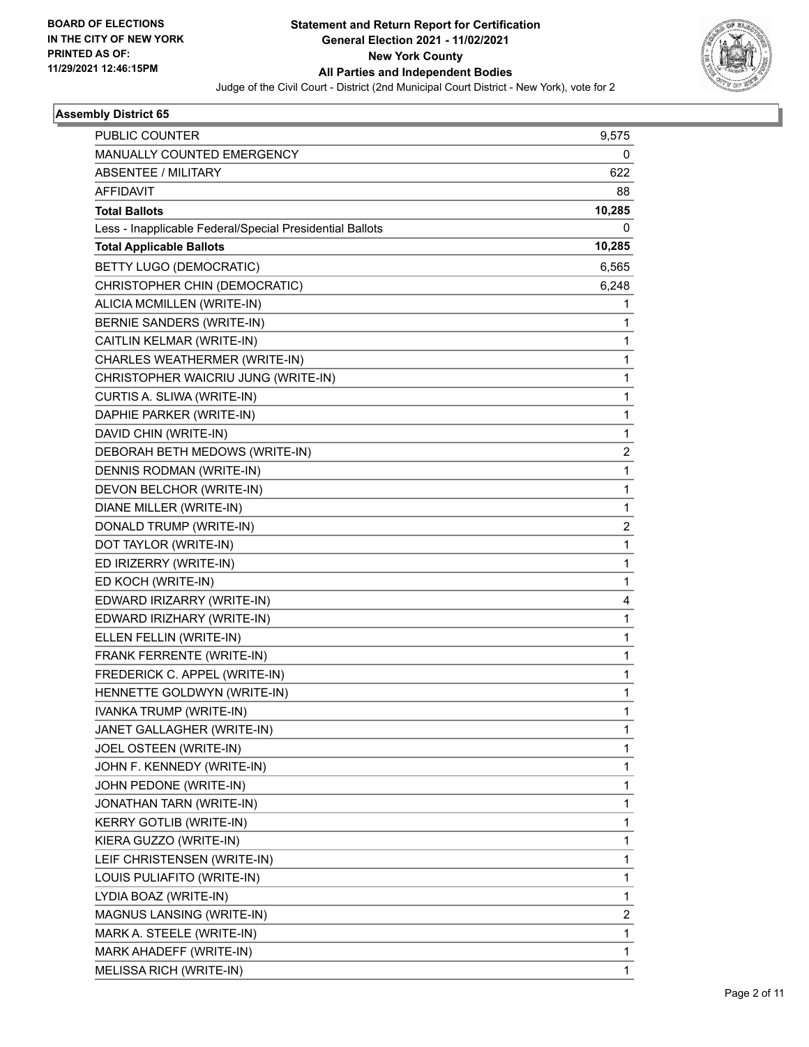**BOARD OF ELECTIONS IN THE CITY OF NEW YORK PRINTED AS OF: 11/29/2021 12:46:15PM**

# Statement and Return Report for Certification
## General Election 2021 - 11/02/2021
## New York County
## All Parties and Independent Bodies
Judge of the Civil Court - District (2nd Municipal Court District - New York), vote for 2

### Assembly District 65

| | |
|---|---|
| PUBLIC COUNTER | 9,575 |
| MANUALLY COUNTED EMERGENCY | 0 |
| ABSENTEE / MILITARY | 622 |
| AFFIDAVIT | 88 |
| **Total Ballots** | **10,285** |
| Less - Inapplicable Federal/Special Presidential Ballots | 0 |
| **Total Applicable Ballots** | **10,285** |
| BETTY LUGO (DEMOCRATIC) | 6,565 |
| CHRISTOPHER CHIN (DEMOCRATIC) | 6,248 |
| ALICIA MCMILLEN (WRITE-IN) | 1 |
| BERNIE SANDERS (WRITE-IN) | 1 |
| CAITLIN KELMAR (WRITE-IN) | 1 |
| CHARLES WEATHERMER (WRITE-IN) | 1 |
| CHRISTOPHER WAICRIU JUNG (WRITE-IN) | 1 |
| CURTIS A. SLIWA (WRITE-IN) | 1 |
| DAPHIE PARKER (WRITE-IN) | 1 |
| DAVID CHIN (WRITE-IN) | 1 |
| DEBORAH BETH MEDOWS (WRITE-IN) | 2 |
| DENNIS RODMAN (WRITE-IN) | 1 |
| DEVON BELCHOR (WRITE-IN) | 1 |
| DIANE MILLER (WRITE-IN) | 1 |
| DONALD TRUMP (WRITE-IN) | 2 |
| DOT TAYLOR (WRITE-IN) | 1 |
| ED IRIZERRY (WRITE-IN) | 1 |
| ED KOCH (WRITE-IN) | 1 |
| EDWARD IRIZARRY (WRITE-IN) | 4 |
| EDWARD IRIZHARY (WRITE-IN) | 1 |
| ELLEN FELLIN (WRITE-IN) | 1 |
| FRANK FERRENTE (WRITE-IN) | 1 |
| FREDERICK C. APPEL (WRITE-IN) | 1 |
| HENNETTE GOLDWYN (WRITE-IN) | 1 |
| IVANKA TRUMP (WRITE-IN) | 1 |
| JANET GALLAGHER (WRITE-IN) | 1 |
| JOEL OSTEEN (WRITE-IN) | 1 |
| JOHN F. KENNEDY (WRITE-IN) | 1 |
| JOHN PEDONE (WRITE-IN) | 1 |
| JONATHAN TARN (WRITE-IN) | 1 |
| KERRY GOTLIB (WRITE-IN) | 1 |
| KIERA GUZZO (WRITE-IN) | 1 |
| LEIF CHRISTENSEN (WRITE-IN) | 1 |
| LOUIS PULIAFITO (WRITE-IN) | 1 |
| LYDIA BOAZ (WRITE-IN) | 1 |
| MAGNUS LANSING (WRITE-IN) | 2 |
| MARK A. STEELE (WRITE-IN) | 1 |
| MARK AHADEFF (WRITE-IN) | 1 |
| MELISSA RICH (WRITE-IN) | 1 |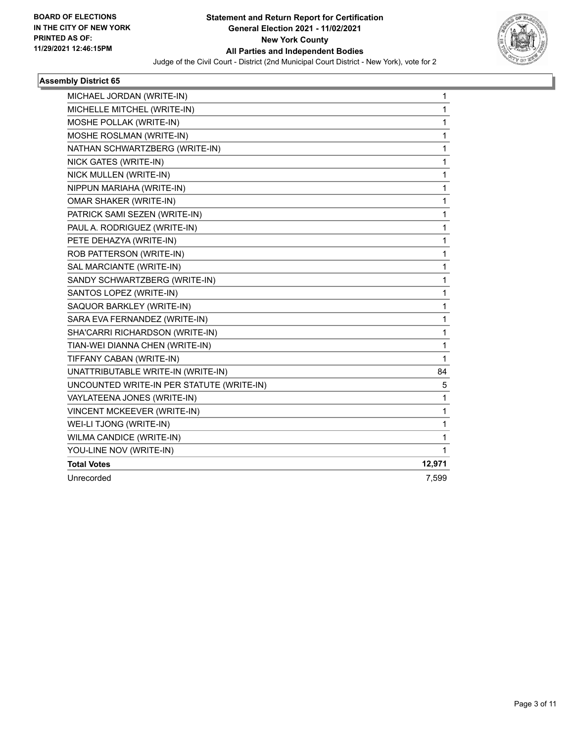**BOARD OF ELECTIONS IN THE CITY OF NEW YORK PRINTED AS OF: 11/29/2021 12:46:15PM**

# Statement and Return Report for Certification
## General Election 2021 - 11/02/2021
## New York County
## All Parties and Independent Bodies

Judge of the Civil Court - District (2nd Municipal Court District - New York), vote for 2

### Assembly District 65

| Candidate | Votes |
|---|---|
| MICHAEL JORDAN (WRITE-IN) | 1 |
| MICHELLE MITCHEL (WRITE-IN) | 1 |
| MOSHE POLLAK (WRITE-IN) | 1 |
| MOSHE ROSLMAN (WRITE-IN) | 1 |
| NATHAN SCHWARTZBERG (WRITE-IN) | 1 |
| NICK GATES (WRITE-IN) | 1 |
| NICK MULLEN (WRITE-IN) | 1 |
| NIPPUN MARIAHA (WRITE-IN) | 1 |
| OMAR SHAKER (WRITE-IN) | 1 |
| PATRICK SAMI SEZEN (WRITE-IN) | 1 |
| PAUL A. RODRIGUEZ (WRITE-IN) | 1 |
| PETE DEHAZYA (WRITE-IN) | 1 |
| ROB PATTERSON (WRITE-IN) | 1 |
| SAL MARCIANTE (WRITE-IN) | 1 |
| SANDY SCHWARTZBERG (WRITE-IN) | 1 |
| SANTOS LOPEZ (WRITE-IN) | 1 |
| SAQUOR BARKLEY (WRITE-IN) | 1 |
| SARA EVA FERNANDEZ (WRITE-IN) | 1 |
| SHA'CARRI RICHARDSON (WRITE-IN) | 1 |
| TIAN-WEI DIANNA CHEN (WRITE-IN) | 1 |
| TIFFANY CABAN (WRITE-IN) | 1 |
| UNATTRIBUTABLE WRITE-IN (WRITE-IN) | 84 |
| UNCOUNTED WRITE-IN PER STATUTE (WRITE-IN) | 5 |
| VAYLATEENA JONES (WRITE-IN) | 1 |
| VINCENT MCKEEVER (WRITE-IN) | 1 |
| WEI-LI TJONG (WRITE-IN) | 1 |
| WILMA CANDICE (WRITE-IN) | 1 |
| YOU-LINE NOV (WRITE-IN) | 1 |
| **Total Votes** | **12,971** |
| Unrecorded | 7,599 |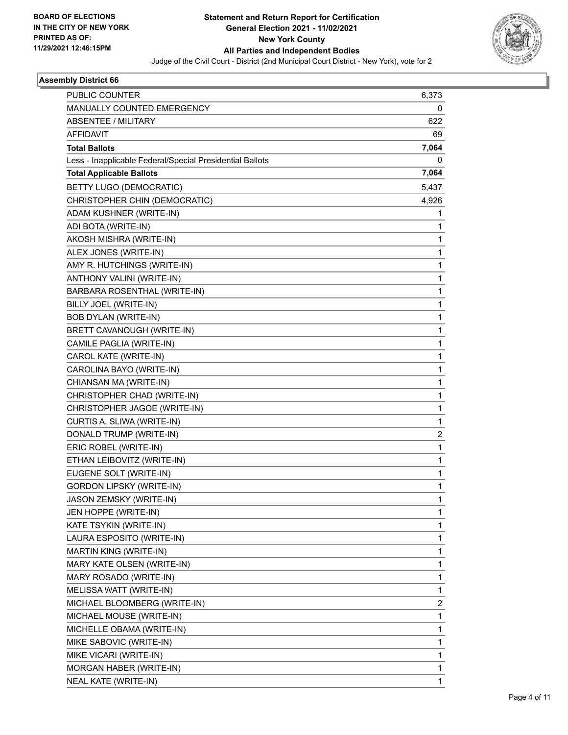BOARD OF ELECTIONS
IN THE CITY OF NEW YORK
PRINTED AS OF:
11/29/2021 12:46:15PM

# Statement and Return Report for Certification
## General Election 2021 - 11/02/2021
## New York County
## All Parties and Independent Bodies

Judge of the Civil Court - District (2nd Municipal Court District - New York), vote for 2

### Assembly District 66

| | |
|---|---|
| PUBLIC COUNTER | 6,373 |
| MANUALLY COUNTED EMERGENCY | 0 |
| ABSENTEE / MILITARY | 622 |
| AFFIDAVIT | 69 |
| **Total Ballots** | **7,064** |
| Less - Inapplicable Federal/Special Presidential Ballots | 0 |
| **Total Applicable Ballots** | **7,064** |
| BETTY LUGO (DEMOCRATIC) | 5,437 |
| CHRISTOPHER CHIN (DEMOCRATIC) | 4,926 |
| ADAM KUSHNER (WRITE-IN) | 1 |
| ADI BOTA (WRITE-IN) | 1 |
| AKOSH MISHRA (WRITE-IN) | 1 |
| ALEX JONES (WRITE-IN) | 1 |
| AMY R. HUTCHINGS (WRITE-IN) | 1 |
| ANTHONY VALINI (WRITE-IN) | 1 |
| BARBARA ROSENTHAL (WRITE-IN) | 1 |
| BILLY JOEL (WRITE-IN) | 1 |
| BOB DYLAN (WRITE-IN) | 1 |
| BRETT CAVANOUGH (WRITE-IN) | 1 |
| CAMILE PAGLIA (WRITE-IN) | 1 |
| CAROL KATE (WRITE-IN) | 1 |
| CAROLINA BAYO (WRITE-IN) | 1 |
| CHIANSAN MA (WRITE-IN) | 1 |
| CHRISTOPHER CHAD (WRITE-IN) | 1 |
| CHRISTOPHER JAGOE (WRITE-IN) | 1 |
| CURTIS A. SLIWA (WRITE-IN) | 1 |
| DONALD TRUMP (WRITE-IN) | 2 |
| ERIC ROBEL (WRITE-IN) | 1 |
| ETHAN LEIBOVITZ (WRITE-IN) | 1 |
| EUGENE SOLT (WRITE-IN) | 1 |
| GORDON LIPSKY (WRITE-IN) | 1 |
| JASON ZEMSKY (WRITE-IN) | 1 |
| JEN HOPPE (WRITE-IN) | 1 |
| KATE TSYKIN (WRITE-IN) | 1 |
| LAURA ESPOSITO (WRITE-IN) | 1 |
| MARTIN KING (WRITE-IN) | 1 |
| MARY KATE OLSEN (WRITE-IN) | 1 |
| MARY ROSADO (WRITE-IN) | 1 |
| MELISSA WATT (WRITE-IN) | 1 |
| MICHAEL BLOOMBERG (WRITE-IN) | 2 |
| MICHAEL MOUSE (WRITE-IN) | 1 |
| MICHELLE OBAMA (WRITE-IN) | 1 |
| MIKE SABOVIC (WRITE-IN) | 1 |
| MIKE VICARI (WRITE-IN) | 1 |
| MORGAN HABER (WRITE-IN) | 1 |
| NEAL KATE (WRITE-IN) | 1 |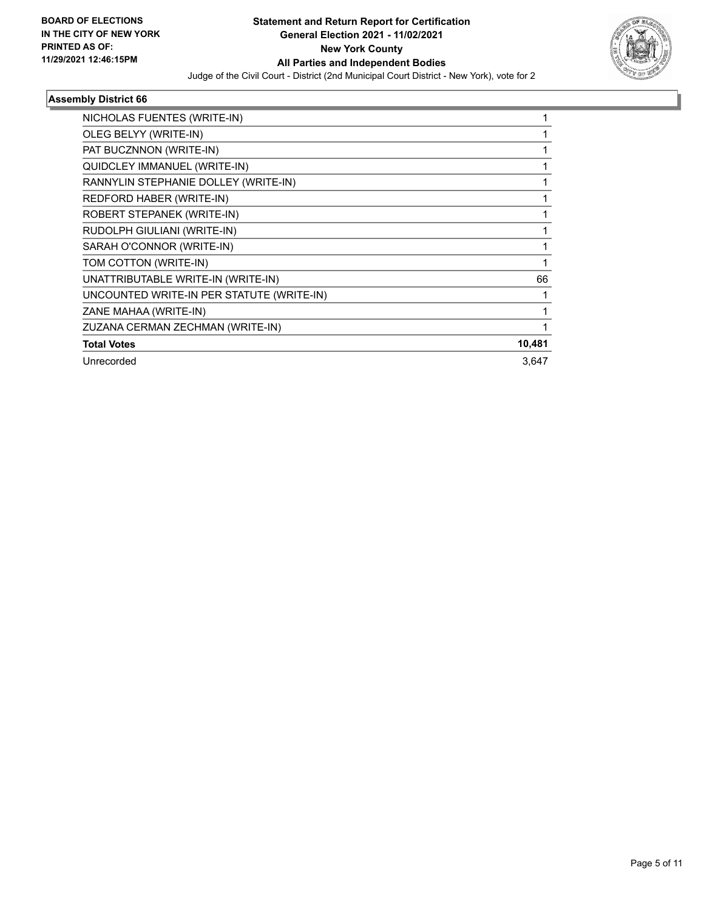**BOARD OF ELECTIONS IN THE CITY OF NEW YORK PRINTED AS OF: 11/29/2021 12:46:15PM**

**Statement and Return Report for Certification General Election 2021 - 11/02/2021 New York County All Parties and Independent Bodies**

Judge of the Civil Court - District (2nd Municipal Court District - New York), vote for 2

### Assembly District 66

| Candidate | Votes |
|---|---|
| NICHOLAS FUENTES (WRITE-IN) | 1 |
| OLEG BELYY (WRITE-IN) | 1 |
| PAT BUCZNNON (WRITE-IN) | 1 |
| QUIDCLEY IMMANUEL (WRITE-IN) | 1 |
| RANNYLIN STEPHANIE DOLLEY (WRITE-IN) | 1 |
| REDFORD HABER (WRITE-IN) | 1 |
| ROBERT STEPANEK (WRITE-IN) | 1 |
| RUDOLPH GIULIANI (WRITE-IN) | 1 |
| SARAH O'CONNOR (WRITE-IN) | 1 |
| TOM COTTON (WRITE-IN) | 1 |
| UNATTRIBUTABLE WRITE-IN (WRITE-IN) | 66 |
| UNCOUNTED WRITE-IN PER STATUTE (WRITE-IN) | 1 |
| ZANE MAHAA (WRITE-IN) | 1 |
| ZUZANA CERMAN ZECHMAN (WRITE-IN) | 1 |
| **Total Votes** | **10,481** |
| Unrecorded | 3,647 |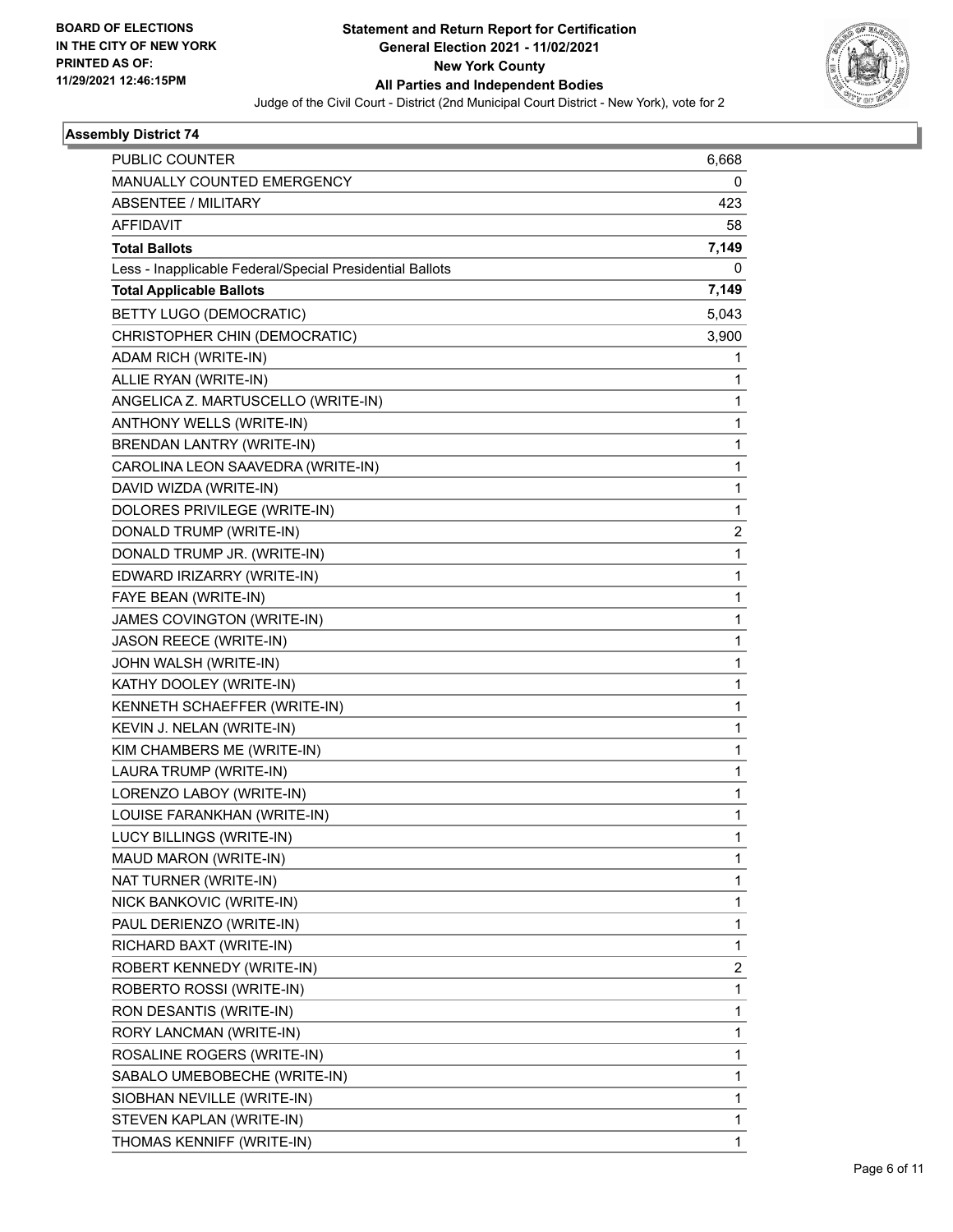BOARD OF ELECTIONS
IN THE CITY OF NEW YORK
PRINTED AS OF:
11/29/2021 12:46:15PM

**Statement and Return Report for Certification**
**General Election 2021 - 11/02/2021**
**New York County**
**All Parties and Independent Bodies**
Judge of the Civil Court - District (2nd Municipal Court District - New York), vote for 2

### Assembly District 74

| | |
|---|---|
| PUBLIC COUNTER | 6,668 |
| MANUALLY COUNTED EMERGENCY | 0 |
| ABSENTEE / MILITARY | 423 |
| AFFIDAVIT | 58 |
| **Total Ballots** | **7,149** |
| Less - Inapplicable Federal/Special Presidential Ballots | 0 |
| **Total Applicable Ballots** | **7,149** |
| BETTY LUGO (DEMOCRATIC) | 5,043 |
| CHRISTOPHER CHIN (DEMOCRATIC) | 3,900 |
| ADAM RICH (WRITE-IN) | 1 |
| ALLIE RYAN (WRITE-IN) | 1 |
| ANGELICA Z. MARTUSCELLO (WRITE-IN) | 1 |
| ANTHONY WELLS (WRITE-IN) | 1 |
| BRENDAN LANTRY (WRITE-IN) | 1 |
| CAROLINA LEON SAAVEDRA (WRITE-IN) | 1 |
| DAVID WIZDA (WRITE-IN) | 1 |
| DOLORES PRIVILEGE (WRITE-IN) | 1 |
| DONALD TRUMP (WRITE-IN) | 2 |
| DONALD TRUMP JR. (WRITE-IN) | 1 |
| EDWARD IRIZARRY (WRITE-IN) | 1 |
| FAYE BEAN (WRITE-IN) | 1 |
| JAMES COVINGTON (WRITE-IN) | 1 |
| JASON REECE (WRITE-IN) | 1 |
| JOHN WALSH (WRITE-IN) | 1 |
| KATHY DOOLEY (WRITE-IN) | 1 |
| KENNETH SCHAEFFER (WRITE-IN) | 1 |
| KEVIN J. NELAN (WRITE-IN) | 1 |
| KIM CHAMBERS ME (WRITE-IN) | 1 |
| LAURA TRUMP (WRITE-IN) | 1 |
| LORENZO LABOY (WRITE-IN) | 1 |
| LOUISE FARANKHAN (WRITE-IN) | 1 |
| LUCY BILLINGS (WRITE-IN) | 1 |
| MAUD MARON (WRITE-IN) | 1 |
| NAT TURNER (WRITE-IN) | 1 |
| NICK BANKOVIC (WRITE-IN) | 1 |
| PAUL DERIENZO (WRITE-IN) | 1 |
| RICHARD BAXT (WRITE-IN) | 1 |
| ROBERT KENNEDY (WRITE-IN) | 2 |
| ROBERTO ROSSI (WRITE-IN) | 1 |
| RON DESANTIS (WRITE-IN) | 1 |
| RORY LANCMAN (WRITE-IN) | 1 |
| ROSALINE ROGERS (WRITE-IN) | 1 |
| SABALO UMEBOBECHE (WRITE-IN) | 1 |
| SIOBHAN NEVILLE (WRITE-IN) | 1 |
| STEVEN KAPLAN (WRITE-IN) | 1 |
| THOMAS KENNIFF (WRITE-IN) | 1 |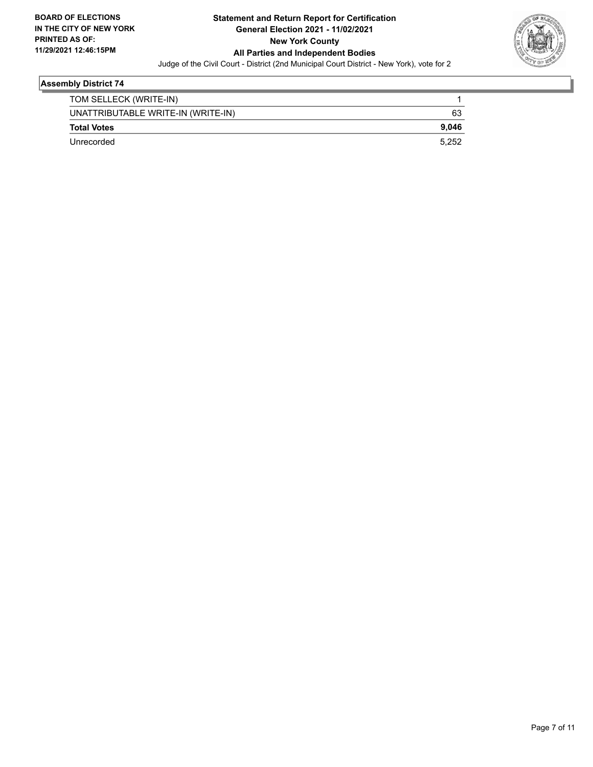## Assembly District 74

| | |
|---|---|
| TOM SELLECK (WRITE-IN) | 1 |
| UNATTRIBUTABLE WRITE-IN (WRITE-IN) | 63 |
| **Total Votes** | **9,046** |
| Unrecorded | 5,252 |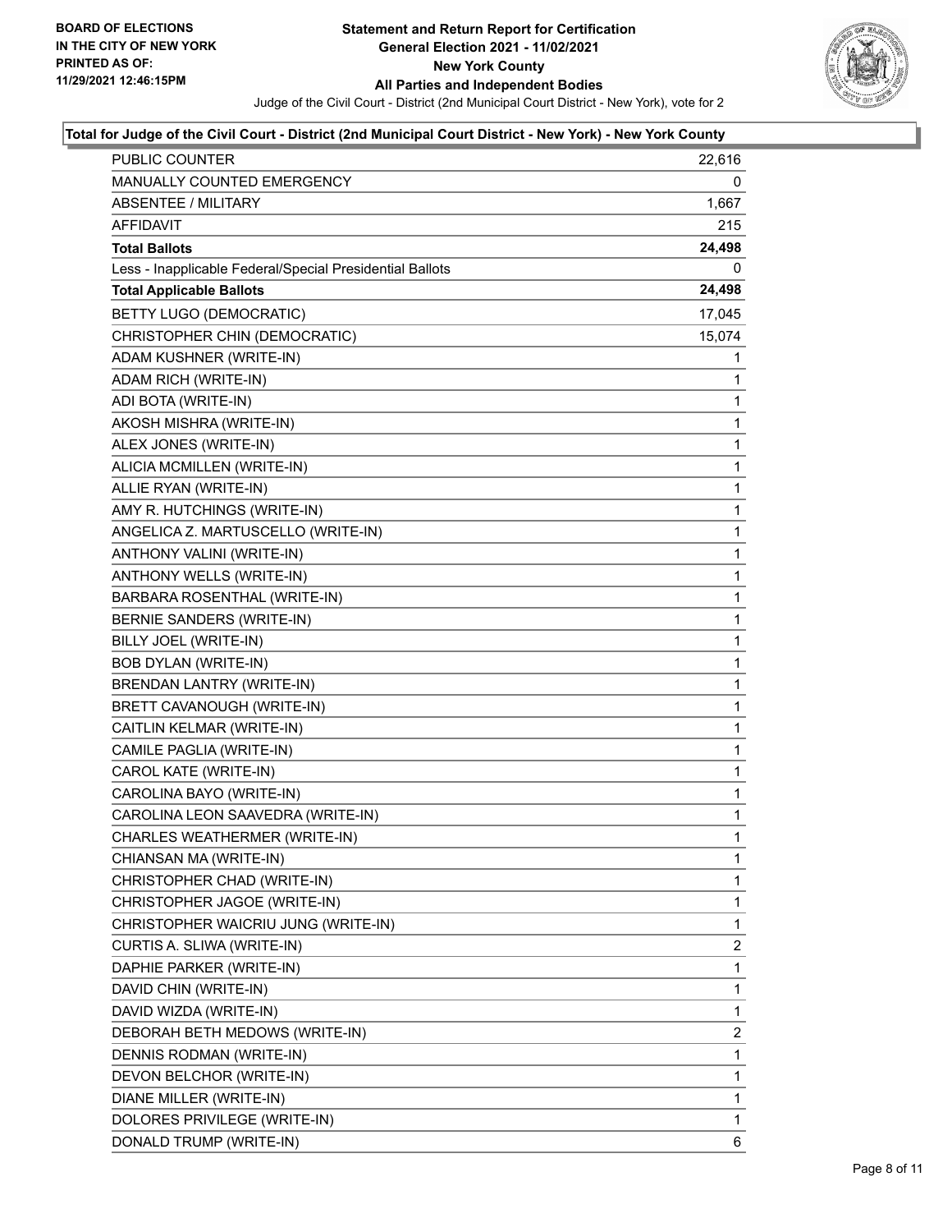**BOARD OF ELECTIONS IN THE CITY OF NEW YORK PRINTED AS OF: 11/29/2021 12:46:15PM**

# Statement and Return Report for Certification
## General Election 2021 - 11/02/2021
## New York County
## All Parties and Independent Bodies

Judge of the Civil Court - District (2nd Municipal Court District - New York), vote for 2

### Total for Judge of the Civil Court - District (2nd Municipal Court District - New York) - New York County

| | |
|---|---|
| PUBLIC COUNTER | 22,616 |
| MANUALLY COUNTED EMERGENCY | 0 |
| ABSENTEE / MILITARY | 1,667 |
| AFFIDAVIT | 215 |
| **Total Ballots** | **24,498** |
| Less - Inapplicable Federal/Special Presidential Ballots | 0 |
| **Total Applicable Ballots** | **24,498** |
| BETTY LUGO (DEMOCRATIC) | 17,045 |
| CHRISTOPHER CHIN (DEMOCRATIC) | 15,074 |
| ADAM KUSHNER (WRITE-IN) | 1 |
| ADAM RICH (WRITE-IN) | 1 |
| ADI BOTA (WRITE-IN) | 1 |
| AKOSH MISHRA (WRITE-IN) | 1 |
| ALEX JONES (WRITE-IN) | 1 |
| ALICIA MCMILLEN (WRITE-IN) | 1 |
| ALLIE RYAN (WRITE-IN) | 1 |
| AMY R. HUTCHINGS (WRITE-IN) | 1 |
| ANGELICA Z. MARTUSCELLO (WRITE-IN) | 1 |
| ANTHONY VALINI (WRITE-IN) | 1 |
| ANTHONY WELLS (WRITE-IN) | 1 |
| BARBARA ROSENTHAL (WRITE-IN) | 1 |
| BERNIE SANDERS (WRITE-IN) | 1 |
| BILLY JOEL (WRITE-IN) | 1 |
| BOB DYLAN (WRITE-IN) | 1 |
| BRENDAN LANTRY (WRITE-IN) | 1 |
| BRETT CAVANOUGH (WRITE-IN) | 1 |
| CAITLIN KELMAR (WRITE-IN) | 1 |
| CAMILE PAGLIA (WRITE-IN) | 1 |
| CAROL KATE (WRITE-IN) | 1 |
| CAROLINA BAYO (WRITE-IN) | 1 |
| CAROLINA LEON SAAVEDRA (WRITE-IN) | 1 |
| CHARLES WEATHERMER (WRITE-IN) | 1 |
| CHIANSAN MA (WRITE-IN) | 1 |
| CHRISTOPHER CHAD (WRITE-IN) | 1 |
| CHRISTOPHER JAGOE (WRITE-IN) | 1 |
| CHRISTOPHER WAICRIU JUNG (WRITE-IN) | 1 |
| CURTIS A. SLIWA (WRITE-IN) | 2 |
| DAPHIE PARKER (WRITE-IN) | 1 |
| DAVID CHIN (WRITE-IN) | 1 |
| DAVID WIZDA (WRITE-IN) | 1 |
| DEBORAH BETH MEDOWS (WRITE-IN) | 2 |
| DENNIS RODMAN (WRITE-IN) | 1 |
| DEVON BELCHOR (WRITE-IN) | 1 |
| DIANE MILLER (WRITE-IN) | 1 |
| DOLORES PRIVILEGE (WRITE-IN) | 1 |
| DONALD TRUMP (WRITE-IN) | 6 |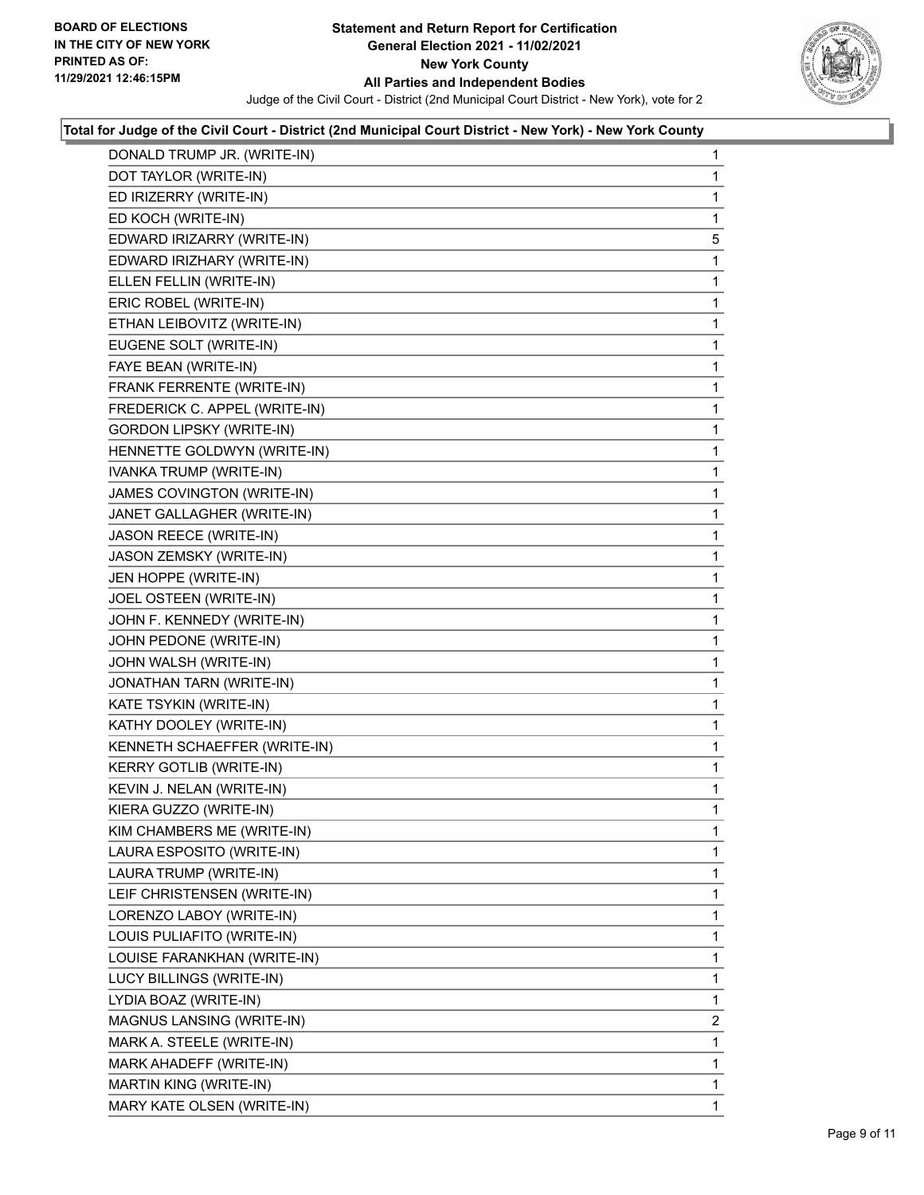**Total for Judge of the Civil Court - District (2nd Municipal Court District - New York) - New York County**

| Candidate | Votes |
|---|---|
| DONALD TRUMP JR. (WRITE-IN) | 1 |
| DOT TAYLOR (WRITE-IN) | 1 |
| ED IRIZERRY (WRITE-IN) | 1 |
| ED KOCH (WRITE-IN) | 1 |
| EDWARD IRIZARRY (WRITE-IN) | 5 |
| EDWARD IRIZHARY (WRITE-IN) | 1 |
| ELLEN FELLIN (WRITE-IN) | 1 |
| ERIC ROBEL (WRITE-IN) | 1 |
| ETHAN LEIBOVITZ (WRITE-IN) | 1 |
| EUGENE SOLT (WRITE-IN) | 1 |
| FAYE BEAN (WRITE-IN) | 1 |
| FRANK FERRENTE (WRITE-IN) | 1 |
| FREDERICK C. APPEL (WRITE-IN) | 1 |
| GORDON LIPSKY (WRITE-IN) | 1 |
| HENNETTE GOLDWYN (WRITE-IN) | 1 |
| IVANKA TRUMP (WRITE-IN) | 1 |
| JAMES COVINGTON (WRITE-IN) | 1 |
| JANET GALLAGHER (WRITE-IN) | 1 |
| JASON REECE (WRITE-IN) | 1 |
| JASON ZEMSKY (WRITE-IN) | 1 |
| JEN HOPPE (WRITE-IN) | 1 |
| JOEL OSTEEN (WRITE-IN) | 1 |
| JOHN F. KENNEDY (WRITE-IN) | 1 |
| JOHN PEDONE (WRITE-IN) | 1 |
| JOHN WALSH (WRITE-IN) | 1 |
| JONATHAN TARN (WRITE-IN) | 1 |
| KATE TSYKIN (WRITE-IN) | 1 |
| KATHY DOOLEY (WRITE-IN) | 1 |
| KENNETH SCHAEFFER (WRITE-IN) | 1 |
| KERRY GOTLIB (WRITE-IN) | 1 |
| KEVIN J. NELAN (WRITE-IN) | 1 |
| KIERA GUZZO (WRITE-IN) | 1 |
| KIM CHAMBERS ME (WRITE-IN) | 1 |
| LAURA ESPOSITO (WRITE-IN) | 1 |
| LAURA TRUMP (WRITE-IN) | 1 |
| LEIF CHRISTENSEN (WRITE-IN) | 1 |
| LORENZO LABOY (WRITE-IN) | 1 |
| LOUIS PULIAFITO (WRITE-IN) | 1 |
| LOUISE FARANKHAN (WRITE-IN) | 1 |
| LUCY BILLINGS (WRITE-IN) | 1 |
| LYDIA BOAZ (WRITE-IN) | 1 |
| MAGNUS LANSING (WRITE-IN) | 2 |
| MARK A. STEELE (WRITE-IN) | 1 |
| MARK AHADEFF (WRITE-IN) | 1 |
| MARTIN KING (WRITE-IN) | 1 |
| MARY KATE OLSEN (WRITE-IN) | 1 |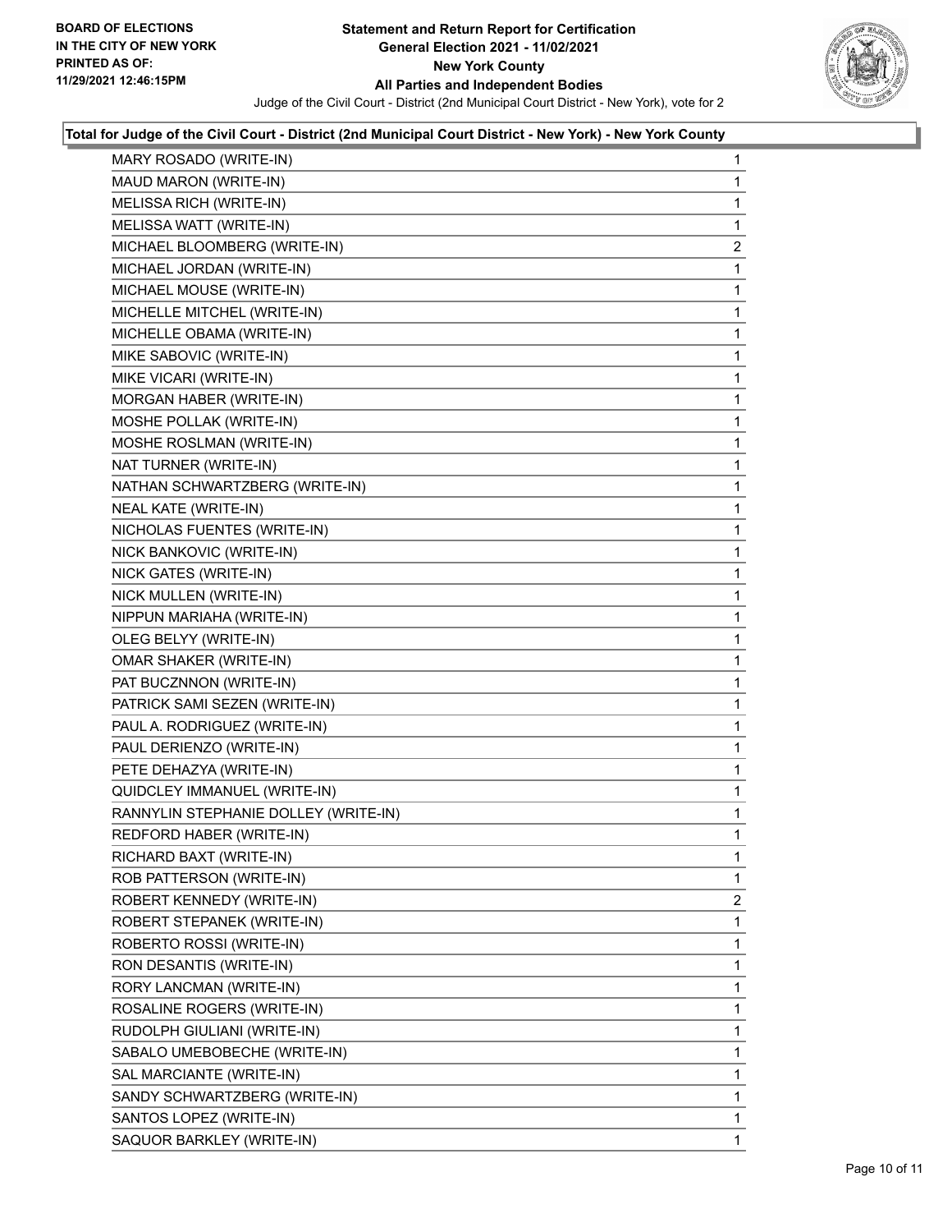**BOARD OF ELECTIONS IN THE CITY OF NEW YORK PRINTED AS OF: 11/29/2021 12:46:15PM**

# Statement and Return Report for Certification
## General Election 2021 - 11/02/2021
## New York County
## All Parties and Independent Bodies

Judge of the Civil Court - District (2nd Municipal Court District - New York), vote for 2

### Total for Judge of the Civil Court - District (2nd Municipal Court District - New York) - New York County

| Candidate | Votes |
|---|---|
| MARY ROSADO (WRITE-IN) | 1 |
| MAUD MARON (WRITE-IN) | 1 |
| MELISSA RICH (WRITE-IN) | 1 |
| MELISSA WATT (WRITE-IN) | 1 |
| MICHAEL BLOOMBERG (WRITE-IN) | 2 |
| MICHAEL JORDAN (WRITE-IN) | 1 |
| MICHAEL MOUSE (WRITE-IN) | 1 |
| MICHELLE MITCHEL (WRITE-IN) | 1 |
| MICHELLE OBAMA (WRITE-IN) | 1 |
| MIKE SABOVIC (WRITE-IN) | 1 |
| MIKE VICARI (WRITE-IN) | 1 |
| MORGAN HABER (WRITE-IN) | 1 |
| MOSHE POLLAK (WRITE-IN) | 1 |
| MOSHE ROSLMAN (WRITE-IN) | 1 |
| NAT TURNER (WRITE-IN) | 1 |
| NATHAN SCHWARTZBERG (WRITE-IN) | 1 |
| NEAL KATE (WRITE-IN) | 1 |
| NICHOLAS FUENTES (WRITE-IN) | 1 |
| NICK BANKOVIC (WRITE-IN) | 1 |
| NICK GATES (WRITE-IN) | 1 |
| NICK MULLEN (WRITE-IN) | 1 |
| NIPPUN MARIAHA (WRITE-IN) | 1 |
| OLEG BELYY (WRITE-IN) | 1 |
| OMAR SHAKER (WRITE-IN) | 1 |
| PAT BUCZNNON (WRITE-IN) | 1 |
| PATRICK SAMI SEZEN (WRITE-IN) | 1 |
| PAUL A. RODRIGUEZ (WRITE-IN) | 1 |
| PAUL DERIENZO (WRITE-IN) | 1 |
| PETE DEHAZYA (WRITE-IN) | 1 |
| QUIDCLEY IMMANUEL (WRITE-IN) | 1 |
| RANNYLIN STEPHANIE DOLLEY (WRITE-IN) | 1 |
| REDFORD HABER (WRITE-IN) | 1 |
| RICHARD BAXT (WRITE-IN) | 1 |
| ROB PATTERSON (WRITE-IN) | 1 |
| ROBERT KENNEDY (WRITE-IN) | 2 |
| ROBERT STEPANEK (WRITE-IN) | 1 |
| ROBERTO ROSSI (WRITE-IN) | 1 |
| RON DESANTIS (WRITE-IN) | 1 |
| RORY LANCMAN (WRITE-IN) | 1 |
| ROSALINE ROGERS (WRITE-IN) | 1 |
| RUDOLPH GIULIANI (WRITE-IN) | 1 |
| SABALO UMEBOBECHE (WRITE-IN) | 1 |
| SAL MARCIANTE (WRITE-IN) | 1 |
| SANDY SCHWARTZBERG (WRITE-IN) | 1 |
| SANTOS LOPEZ (WRITE-IN) | 1 |
| SAQUOR BARKLEY (WRITE-IN) | 1 |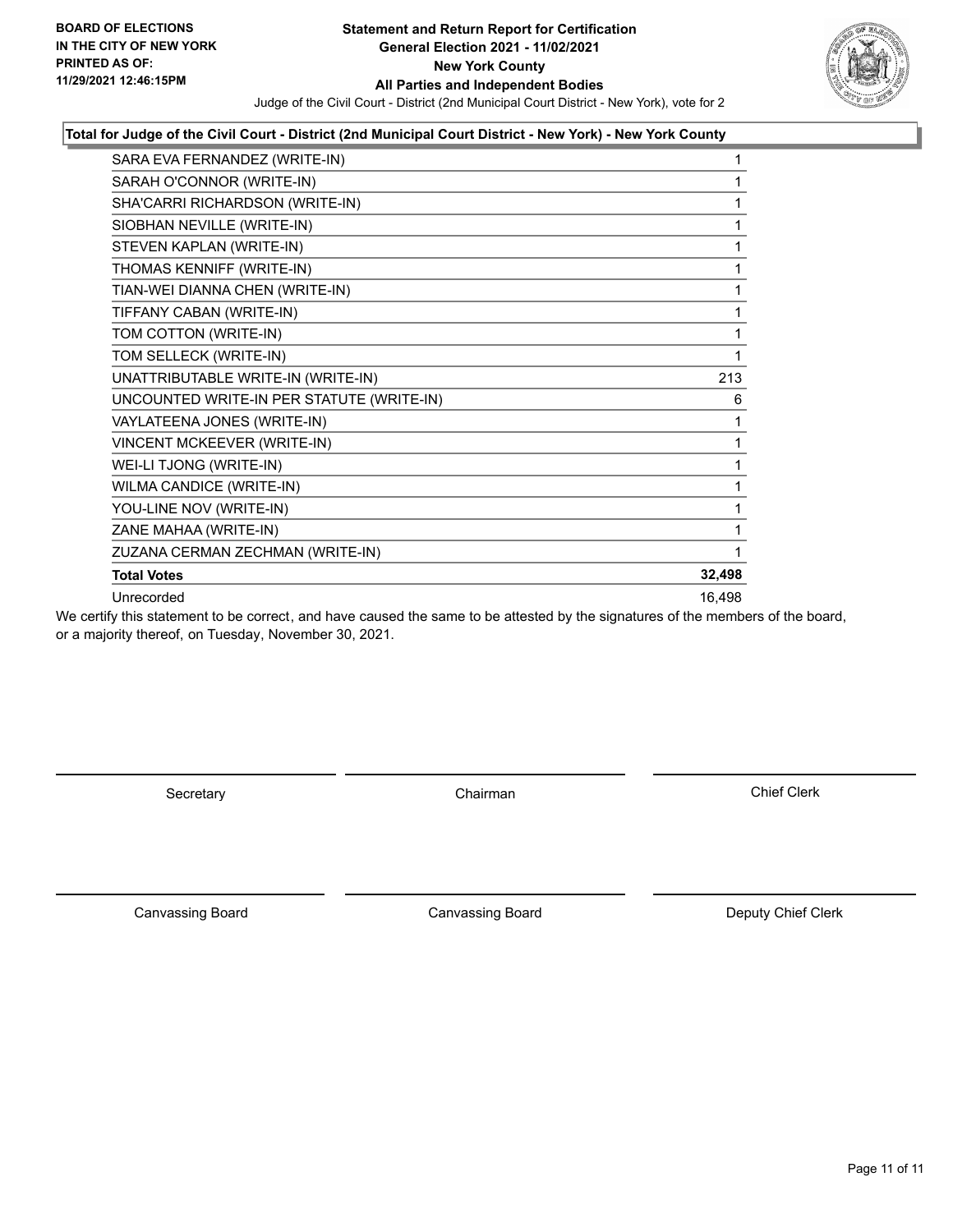**BOARD OF ELECTIONS IN THE CITY OF NEW YORK PRINTED AS OF: 11/29/2021 12:46:15PM**

**Statement and Return Report for Certification**
**General Election 2021 - 11/02/2021**
**New York County**
**All Parties and Independent Bodies**

Judge of the Civil Court - District (2nd Municipal Court District - New York), vote for 2

**Total for Judge of the Civil Court - District (2nd Municipal Court District - New York) - New York County**

| | |
|---|---|
| SARA EVA FERNANDEZ (WRITE-IN) | 1 |
| SARAH O'CONNOR (WRITE-IN) | 1 |
| SHA'CARRI RICHARDSON (WRITE-IN) | 1 |
| SIOBHAN NEVILLE (WRITE-IN) | 1 |
| STEVEN KAPLAN (WRITE-IN) | 1 |
| THOMAS KENNIFF (WRITE-IN) | 1 |
| TIAN-WEI DIANNA CHEN (WRITE-IN) | 1 |
| TIFFANY CABAN (WRITE-IN) | 1 |
| TOM COTTON (WRITE-IN) | 1 |
| TOM SELLECK (WRITE-IN) | 1 |
| UNATTRIBUTABLE WRITE-IN (WRITE-IN) | 213 |
| UNCOUNTED WRITE-IN PER STATUTE (WRITE-IN) | 6 |
| VAYLATEENA JONES (WRITE-IN) | 1 |
| VINCENT MCKEEVER (WRITE-IN) | 1 |
| WEI-LI TJONG (WRITE-IN) | 1 |
| WILMA CANDICE (WRITE-IN) | 1 |
| YOU-LINE NOV (WRITE-IN) | 1 |
| ZANE MAHAA (WRITE-IN) | 1 |
| ZUZANA CERMAN ZECHMAN (WRITE-IN) | 1 |
| **Total Votes** | **32,498** |
| Unrecorded | 16,498 |

We certify this statement to be correct, and have caused the same to be attested by the signatures of the members of the board, or a majority thereof, on Tuesday, November 30, 2021.

Secretary

Chairman

Chief Clerk

Canvassing Board

Canvassing Board

Deputy Chief Clerk